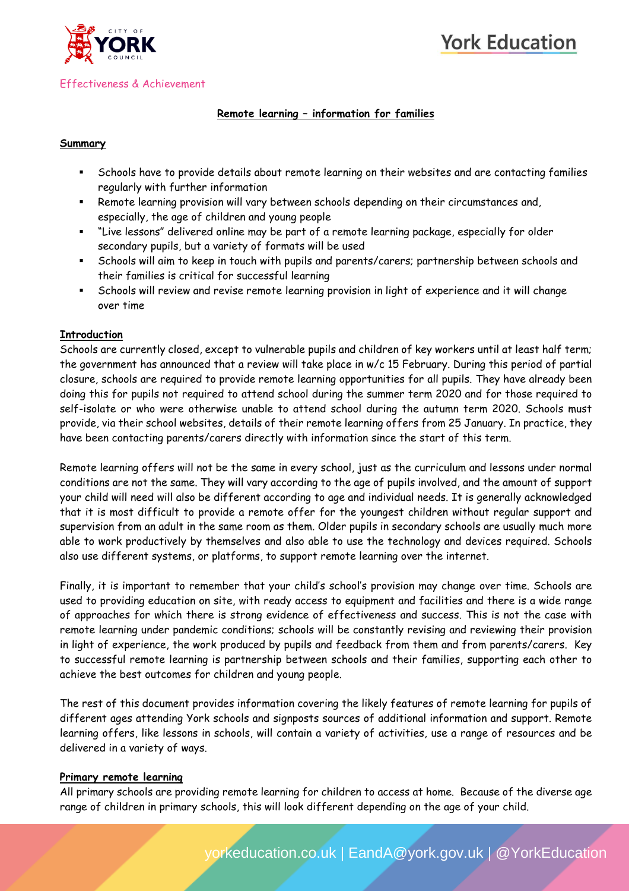Effectiveness & Achievement

# Remote learning – information for families

## Summary

- Schools have to provide details about remote learning on their websites and are contacting families regularly with further information
- Remote learning provision will vary between schools depending on their circumstances and, especially, the age of children and young people
- "Live lessons" delivered online may be part of a remote learning package, especially for older secondary pupils, but a variety of formats will be used
- Schools will aim to keep in touch with pupils and parents/carers; partnership between schools and their families is critical for successful learning
- Schools will review and revise remote learning provision in light of experience and it will change over time

## Introduction

Schools are currently closed, except to vulnerable pupils and children of key workers until at least half term; the government has announced that a review will take place in w/c 15 February. During this period of partial closure, schools are required to provide remote learning opportunities for all pupils. They have already been doing this for pupils not required to attend school during the summer term 2020 and for those required to self-isolate or who were otherwise unable to attend school during the autumn term 2020. Schools must provide, via their school websites, details of their remote learning offers from 25 January. In practice, they have been contacting parents/carers directly with information since the start of this term.

Remote learning offers will not be the same in every school, just as the curriculum and lessons under normal conditions are not the same. They will vary according to the age of pupils involved, and the amount of support your child will need will also be different according to age and individual needs. It is generally acknowledged that it is most difficult to provide a remote offer for the youngest children without regular support and supervision from an adult in the same room as them. Older pupils in secondary schools are usually much more able to work productively by themselves and also able to use the technology and devices required. Schools also use different systems, or platforms, to support remote learning over the internet.

Finally, it is important to remember that your child's school's provision may change over time. Schools are used to providing education on site, with ready access to equipment and facilities and there is a wide range of approaches for which there is strong evidence of effectiveness and success. This is not the case with remote learning under pandemic conditions; schools will be constantly revising and reviewing their provision in light of experience, the work produced by pupils and feedback from them and from parents/carers. Key to successful remote learning is partnership between schools and their families, supporting each other to achieve the best outcomes for children and young people.

The rest of this document provides information covering the likely features of remote learning for pupils of different ages attending York schools and signposts sources of additional information and support. Remote learning offers, like lessons in schools, will contain a variety of activities, use a range of resources and be delivered in a variety of ways.

## Primary remote learning

All primary schools are providing remote learning for children to access at home. Because of the diverse age range of children in primary schools, this will look different depending on the age of your child.

yorkeducation.co.uk | EandA@york.gov.uk | @YorkEducation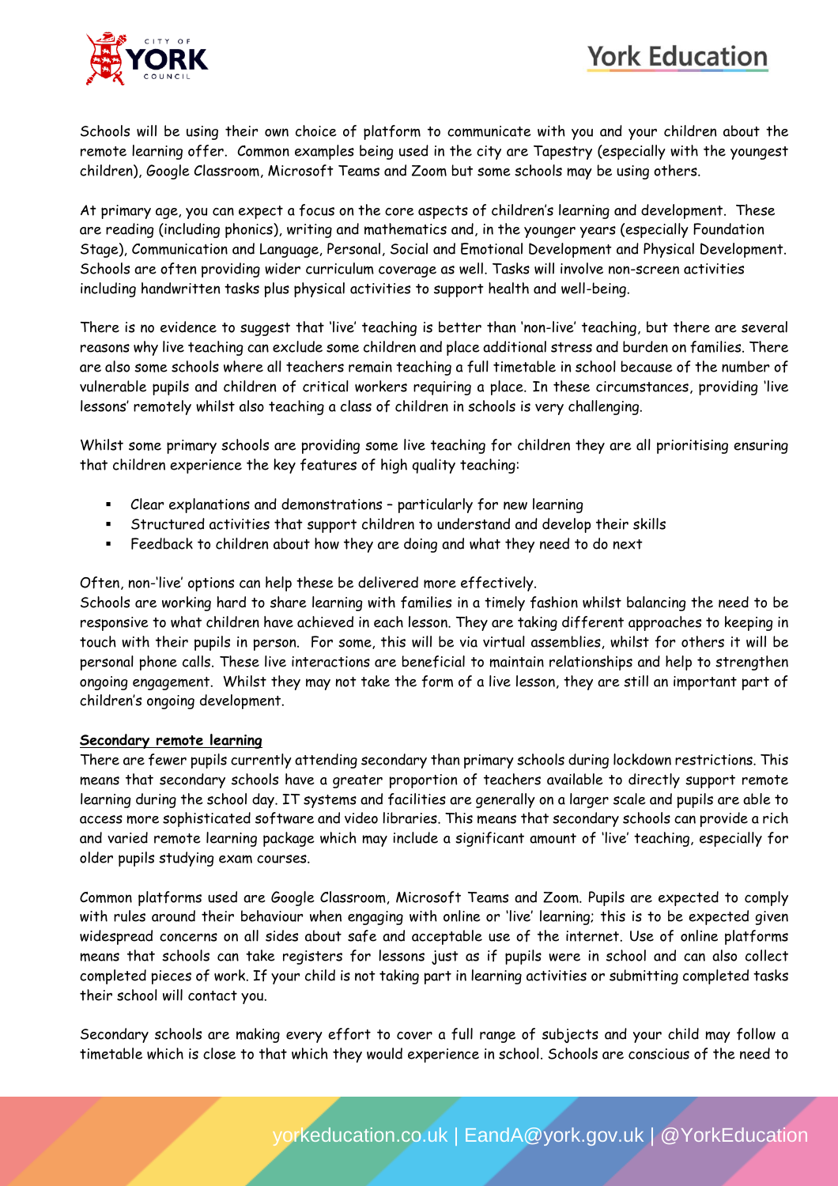Schools will be using their own choice of platform to communicate with you and your children about the remote learning offer. Common examples being used in the city are Tapestry (especially with the youngest children), Google Classroom, Microsoft Teams and Zoom but some schools may be using others.

At primary age, you can expect a focus on the core aspects of children's learning and development. These are reading (including phonics), writing and mathematics and, in the younger years (especially Foundation Stage), Communication and Language, Personal, Social and Emotional Development and Physical Development. Schools are often providing wider curriculum coverage as well. Tasks will involve non-screen activities including handwritten tasks plus physical activities to support health and well-being.

There is no evidence to suggest that 'live' teaching is better than 'non-live' teaching, but there are several reasons why live teaching can exclude some children and place additional stress and burden on families. There are also some schools where all teachers remain teaching a full timetable in school because of the number of vulnerable pupils and children of critical workers requiring a place. In these circumstances, providing 'live lessons' remotely whilst also teaching a class of children in schools is very challenging.

Whilst some primary schools are providing some live teaching for children they are all prioritising ensuring that children experience the key features of high quality teaching:

- Clear explanations and demonstrations – particularly for new learning
- Structured activities that support children to understand and develop their skills
- Feedback to children about how they are doing and what they need to do next

Often, non-'live' options can help these be delivered more effectively.
Schools are working hard to share learning with families in a timely fashion whilst balancing the need to be responsive to what children have achieved in each lesson. They are taking different approaches to keeping in touch with their pupils in person. For some, this will be via virtual assemblies, whilst for others it will be personal phone calls. These live interactions are beneficial to maintain relationships and help to strengthen ongoing engagement. Whilst they may not take the form of a live lesson, they are still an important part of children's ongoing development.

**Secondary remote learning**

There are fewer pupils currently attending secondary than primary schools during lockdown restrictions. This means that secondary schools have a greater proportion of teachers available to directly support remote learning during the school day. IT systems and facilities are generally on a larger scale and pupils are able to access more sophisticated software and video libraries. This means that secondary schools can provide a rich and varied remote learning package which may include a significant amount of 'live' teaching, especially for older pupils studying exam courses.

Common platforms used are Google Classroom, Microsoft Teams and Zoom. Pupils are expected to comply with rules around their behaviour when engaging with online or 'live' learning; this is to be expected given widespread concerns on all sides about safe and acceptable use of the internet. Use of online platforms means that schools can take registers for lessons just as if pupils were in school and can also collect completed pieces of work. If your child is not taking part in learning activities or submitting completed tasks their school will contact you.

Secondary schools are making every effort to cover a full range of subjects and your child may follow a timetable which is close to that which they would experience in school. Schools are conscious of the need to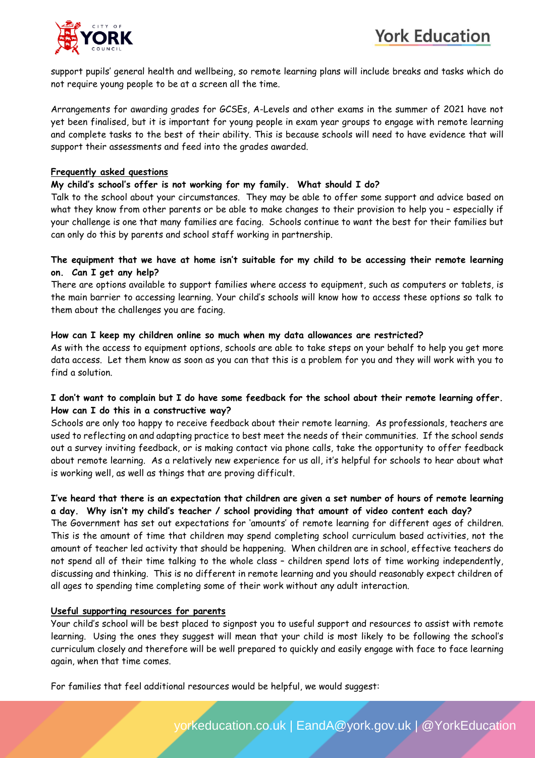support pupils' general health and wellbeing, so remote learning plans will include breaks and tasks which do not require young people to be at a screen all the time.

Arrangements for awarding grades for GCSEs, A-Levels and other exams in the summer of 2021 have not yet been finalised, but it is important for young people in exam year groups to engage with remote learning and complete tasks to the best of their ability. This is because schools will need to have evidence that will support their assessments and feed into the grades awarded.

## Frequently asked questions

**My child's school's offer is not working for my family. What should I do?**

Talk to the school about your circumstances. They may be able to offer some support and advice based on what they know from other parents or be able to make changes to their provision to help you – especially if your challenge is one that many families are facing. Schools continue to want the best for their families but can only do this by parents and school staff working in partnership.

**The equipment that we have at home isn't suitable for my child to be accessing their remote learning on. Can I get any help?**

There are options available to support families where access to equipment, such as computers or tablets, is the main barrier to accessing learning. Your child's schools will know how to access these options so talk to them about the challenges you are facing.

**How can I keep my children online so much when my data allowances are restricted?**

As with the access to equipment options, schools are able to take steps on your behalf to help you get more data access. Let them know as soon as you can that this is a problem for you and they will work with you to find a solution.

**I don't want to complain but I do have some feedback for the school about their remote learning offer. How can I do this in a constructive way?**

Schools are only too happy to receive feedback about their remote learning. As professionals, teachers are used to reflecting on and adapting practice to best meet the needs of their communities. If the school sends out a survey inviting feedback, or is making contact via phone calls, take the opportunity to offer feedback about remote learning. As a relatively new experience for us all, it's helpful for schools to hear about what is working well, as well as things that are proving difficult.

**I've heard that there is an expectation that children are given a set number of hours of remote learning a day. Why isn't my child's teacher / school providing that amount of video content each day?**

The Government has set out expectations for 'amounts' of remote learning for different ages of children. This is the amount of time that children may spend completing school curriculum based activities, not the amount of teacher led activity that should be happening. When children are in school, effective teachers do not spend all of their time talking to the whole class – children spend lots of time working independently, discussing and thinking. This is no different in remote learning and you should reasonably expect children of all ages to spending time completing some of their work without any adult interaction.

## Useful supporting resources for parents

Your child's school will be best placed to signpost you to useful support and resources to assist with remote learning. Using the ones they suggest will mean that your child is most likely to be following the school's curriculum closely and therefore will be well prepared to quickly and easily engage with face to face learning again, when that time comes.

For families that feel additional resources would be helpful, we would suggest: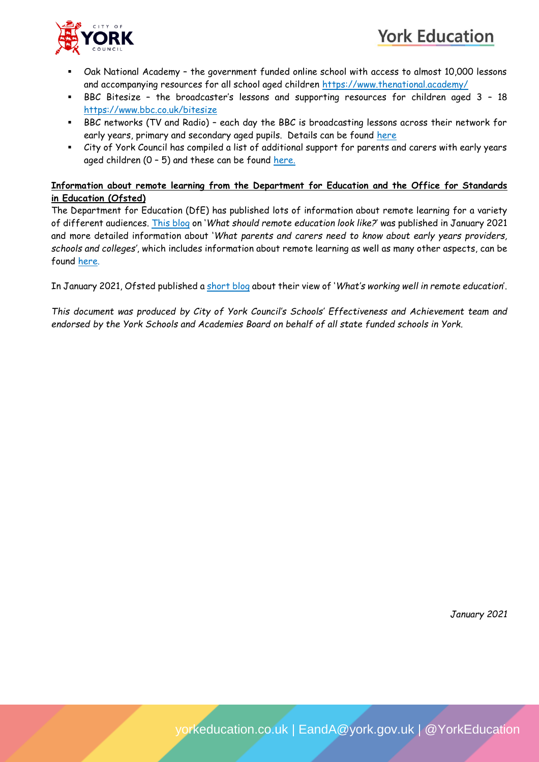- Oak National Academy – the government funded online school with access to almost 10,000 lessons and accompanying resources for all school aged children https://www.thenational.academy/
- BBC Bitesize – the broadcaster's lessons and supporting resources for children aged 3 – 18 https://www.bbc.co.uk/bitesize
- BBC networks (TV and Radio) – each day the BBC is broadcasting lessons across their network for early years, primary and secondary aged pupils. Details can be found here
- City of York Council has compiled a list of additional support for parents and carers with early years aged children (0 – 5) and these can be found here.

**Information about remote learning from the Department for Education and the Office for Standards in Education (Ofsted)**

The Department for Education (DfE) has published lots of information about remote learning for a variety of different audiences. This blog on '*What should remote education look like?*' was published in January 2021 and more detailed information about '*What parents and carers need to know about early years providers, schools and colleges*', which includes information about remote learning as well as many other aspects, can be found here.

In January 2021, Ofsted published a short blog about their view of '*What's working well in remote education*'.

*This document was produced by City of York Council's Schools' Effectiveness and Achievement team and endorsed by the York Schools and Academies Board on behalf of all state funded schools in York.*

*January 2021*